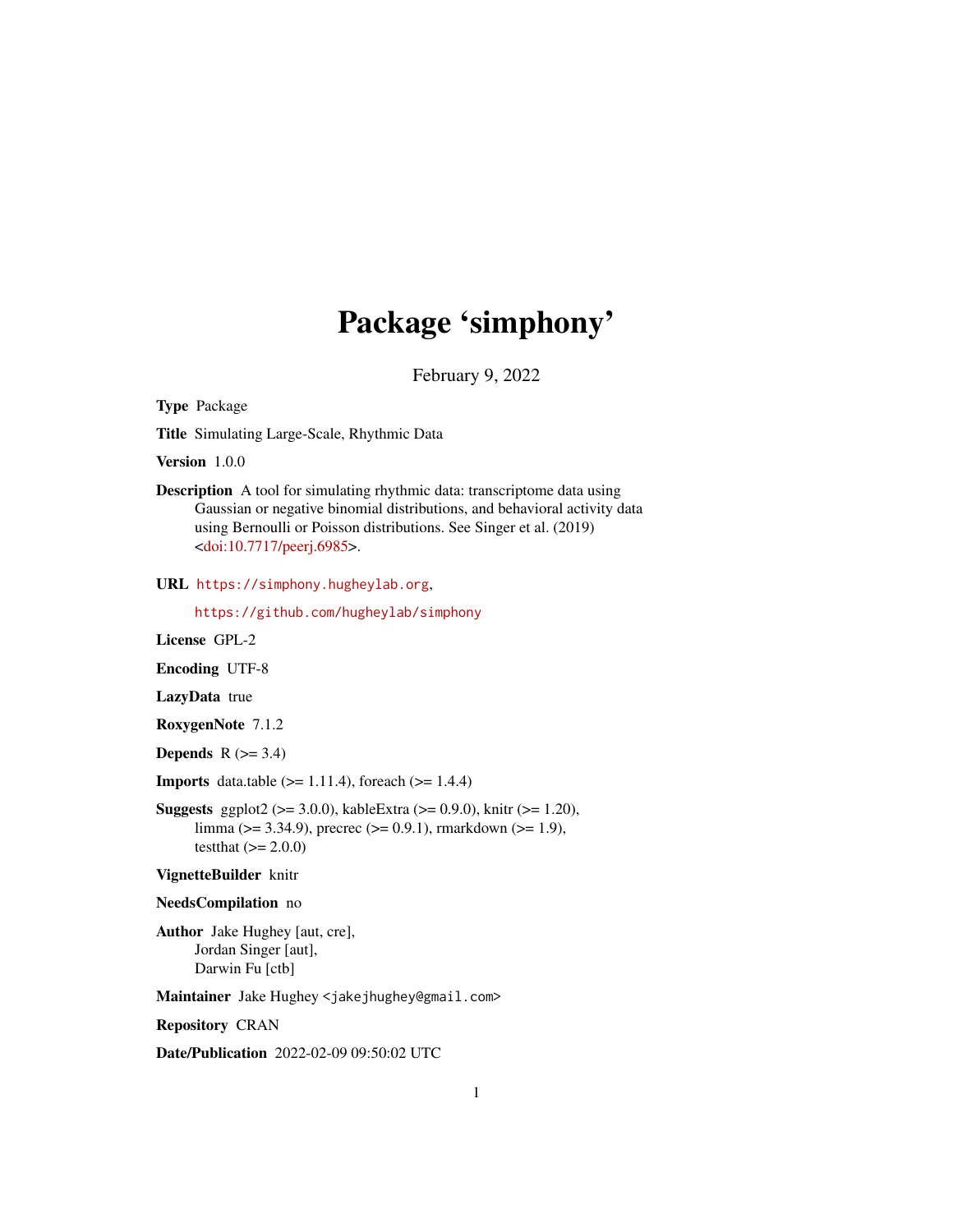# Package 'simphony'

February 9, 2022

**Type** Package

**Title** Simulating Large-Scale, Rhythmic Data

**Version** 1.0.0

**Description** A tool for simulating rhythmic data: transcriptome data using Gaussian or negative binomial distributions, and behavioral activity data using Bernoulli or Poisson distributions. See Singer et al. (2019) <doi:10.7717/peerj.6985>.

**URL** https://simphony.hugheylab.org,

https://github.com/hugheylab/simphony

**License** GPL-2

**Encoding** UTF-8

**LazyData** true

**RoxygenNote** 7.1.2

**Depends** R (>= 3.4)

**Imports** data.table (>= 1.11.4), foreach (>= 1.4.4)

**Suggests** ggplot2 (>= 3.0.0), kableExtra (>= 0.9.0), knitr (>= 1.20), limma (>= 3.34.9), precrec (>= 0.9.1), rmarkdown (>= 1.9), testthat (>= 2.0.0)

**VignetteBuilder** knitr

**NeedsCompilation** no

**Author** Jake Hughey [aut, cre], Jordan Singer [aut], Darwin Fu [ctb]

**Maintainer** Jake Hughey <jakejhughey@gmail.com>

**Repository** CRAN

**Date/Publication** 2022-02-09 09:50:02 UTC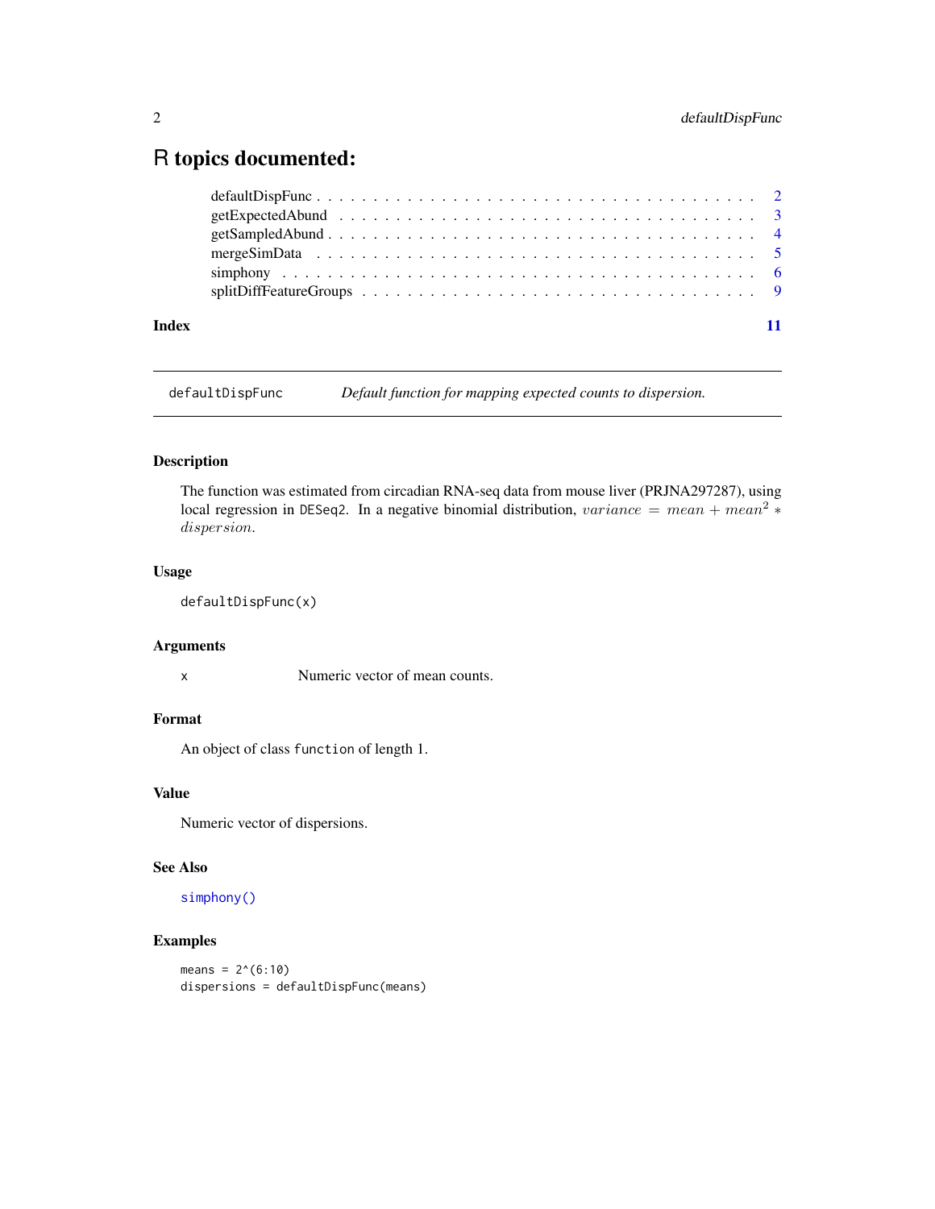# R topics documented:

- defaultDispFunc . . . . . . . . . . . . . . . . . . . . . . . . . . . . . . . . . . . . 2
- getExpectedAbund . . . . . . . . . . . . . . . . . . . . . . . . . . . . . . . . . . . 3
- getSampledAbund . . . . . . . . . . . . . . . . . . . . . . . . . . . . . . . . . . . 4
- mergeSimData . . . . . . . . . . . . . . . . . . . . . . . . . . . . . . . . . . . . 5
- simphony . . . . . . . . . . . . . . . . . . . . . . . . . . . . . . . . . . . . . . 6
- splitDiffFeatureGroups . . . . . . . . . . . . . . . . . . . . . . . . . . . . . . . 9

**Index** **11**

---

## defaultDispFunc — *Default function for mapping expected counts to dispersion.*

---

### Description

The function was estimated from circadian RNA-seq data from mouse liver (PRJNA297287), using local regression in `DESeq2`. In a negative binomial distribution, $variance = mean + mean^2 * dispersion$.

### Usage

```
defaultDispFunc(x)
```

### Arguments

| | |
|---|---|
| x | Numeric vector of mean counts. |

### Format

An object of class `function` of length 1.

### Value

Numeric vector of dispersions.

### See Also

`simphony()`

### Examples

```
means = 2^(6:10)
dispersions = defaultDispFunc(means)
```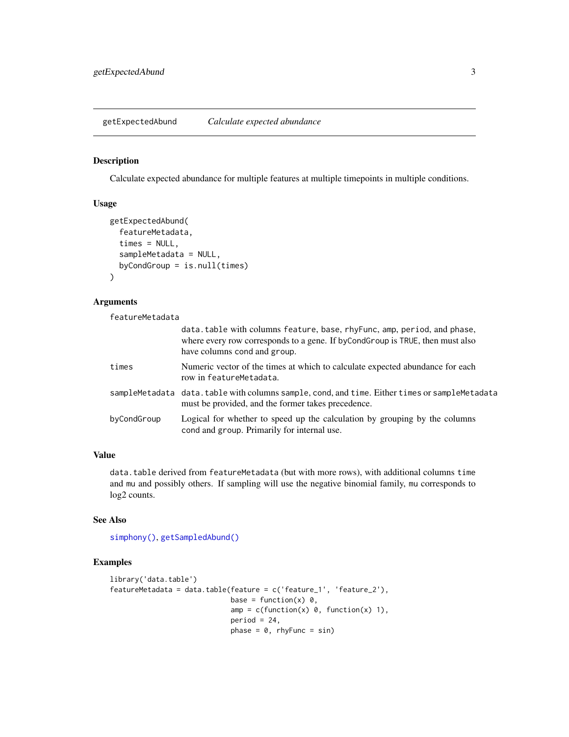## getExpectedAbund — *Calculate expected abundance*

### Description

Calculate expected abundance for multiple features at multiple timepoints in multiple conditions.

### Usage

```
getExpectedAbund(
  featureMetadata,
  times = NULL,
  sampleMetadata = NULL,
  byCondGroup = is.null(times)
)
```

### Arguments

| Argument | Description |
| --- | --- |
| `featureMetadata` | `data.table` with columns `feature`, `base`, `rhyFunc`, `amp`, `period`, and `phase`, where every row corresponds to a gene. If `byCondGroup` is `TRUE`, then must also have columns `cond` and `group`. |
| `times` | Numeric vector of the times at which to calculate expected abundance for each row in `featureMetadata`. |
| `sampleMetadata` | `data.table` with columns `sample`, `cond`, and `time`. Either `times` or `sampleMetadata` must be provided, and the former takes precedence. |
| `byCondGroup` | Logical for whether to speed up the calculation by grouping by the columns `cond` and `group`. Primarily for internal use. |

### Value

`data.table` derived from `featureMetadata` (but with more rows), with additional columns `time` and `mu` and possibly others. If sampling will use the negative binomial family, `mu` corresponds to log2 counts.

### See Also

`simphony()`, `getSampledAbund()`

### Examples

```
library('data.table')
featureMetadata = data.table(feature = c('feature_1', 'feature_2'),
                             base = function(x) 0,
                             amp = c(function(x) 0, function(x) 1),
                             period = 24,
                             phase = 0, rhyFunc = sin)
```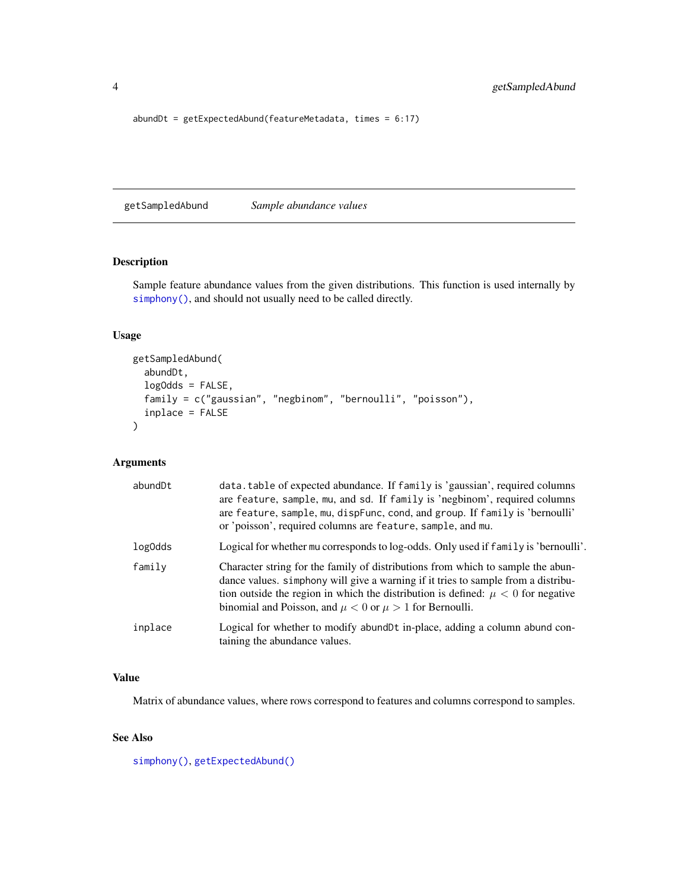```
abundDt = getExpectedAbund(featureMetadata, times = 6:17)
```

## getSampledAbund — *Sample abundance values*

### Description

Sample feature abundance values from the given distributions. This function is used internally by simphony(), and should not usually need to be called directly.

### Usage

```
getSampledAbund(
  abundDt,
  logOdds = FALSE,
  family = c("gaussian", "negbinom", "bernoulli", "poisson"),
  inplace = FALSE
)
```

### Arguments

| | |
|---|---|
| abundDt | `data.table` of expected abundance. If `family` is 'gaussian', required columns are `feature`, `sample`, `mu`, and `sd`. If `family` is 'negbinom', required columns are `feature`, `sample`, `mu`, `dispFunc`, `cond`, and `group`. If `family` is 'bernoulli' or 'poisson', required columns are `feature`, `sample`, and `mu`. |
| logOdds | Logical for whether `mu` corresponds to log-odds. Only used if `family` is 'bernoulli'. |
| family | Character string for the family of distributions from which to sample the abundance values. `simphony` will give a warning if it tries to sample from a distribution outside the region in which the distribution is defined: $\mu < 0$ for negative binomial and Poisson, and $\mu < 0$ or $\mu > 1$ for Bernoulli. |
| inplace | Logical for whether to modify `abundDt` in-place, adding a column `abund` containing the abundance values. |

### Value

Matrix of abundance values, where rows correspond to features and columns correspond to samples.

### See Also

simphony(), getExpectedAbund()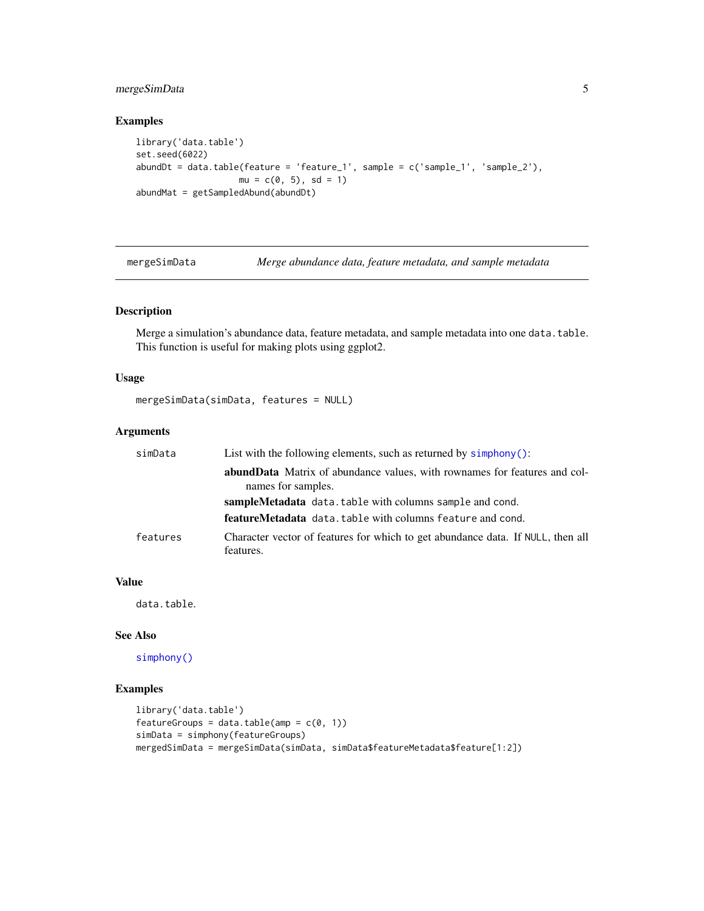## Examples

```
library('data.table')
set.seed(6022)
abundDt = data.table(feature = 'feature_1', sample = c('sample_1', 'sample_2'),
                     mu = c(0, 5), sd = 1)
abundMat = getSampledAbund(abundDt)
```

---

# mergeSimData    *Merge abundance data, feature metadata, and sample metadata*

---

## Description

Merge a simulation's abundance data, feature metadata, and sample metadata into one `data.table`. This function is useful for making plots using ggplot2.

## Usage

```
mergeSimData(simData, features = NULL)
```

## Arguments

| | |
|---|---|
| `simData` | List with the following elements, such as returned by `simphony()`: <br> **abundData** Matrix of abundance values, with rownames for features and colnames for samples. <br> **sampleMetadata** `data.table` with columns `sample` and `cond`. <br> **featureMetadata** `data.table` with columns `feature` and `cond`. |
| `features` | Character vector of features for which to get abundance data. If `NULL`, then all features. |

## Value

`data.table`.

## See Also

`simphony()`

## Examples

```
library('data.table')
featureGroups = data.table(amp = c(0, 1))
simData = simphony(featureGroups)
mergedSimData = mergeSimData(simData, simData$featureMetadata$feature[1:2])
```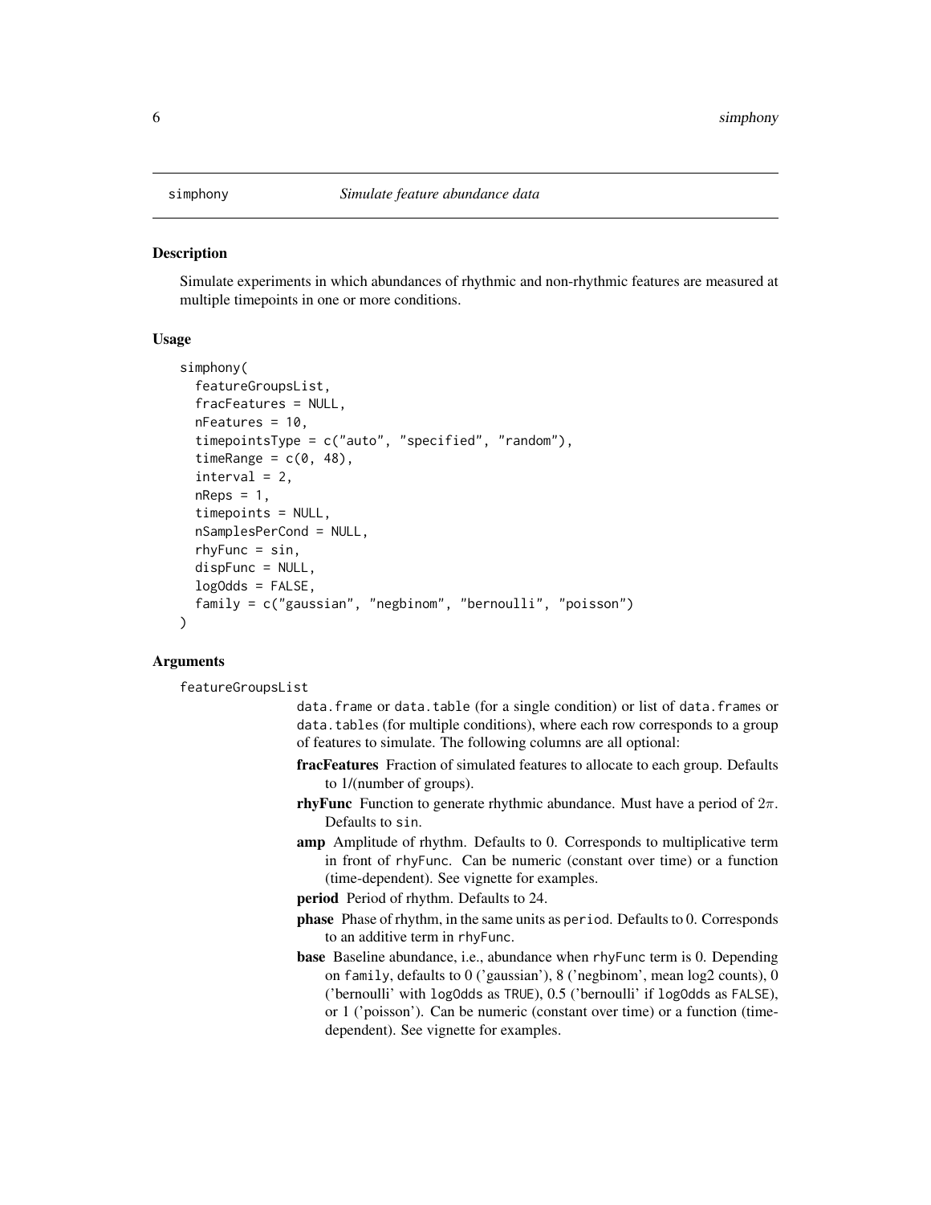# simphony — *Simulate feature abundance data*

## Description

Simulate experiments in which abundances of rhythmic and non-rhythmic features are measured at multiple timepoints in one or more conditions.

## Usage

```
simphony(
  featureGroupsList,
  fracFeatures = NULL,
  nFeatures = 10,
  timepointsType = c("auto", "specified", "random"),
  timeRange = c(0, 48),
  interval = 2,
  nReps = 1,
  timepoints = NULL,
  nSamplesPerCond = NULL,
  rhyFunc = sin,
  dispFunc = NULL,
  logOdds = FALSE,
  family = c("gaussian", "negbinom", "bernoulli", "poisson")
)
```

## Arguments

**featureGroupsList**

data.frame or data.table (for a single condition) or list of data.frames or data.tables (for multiple conditions), where each row corresponds to a group of features to simulate. The following columns are all optional:

- **fracFeatures** Fraction of simulated features to allocate to each group. Defaults to 1/(number of groups).
- **rhyFunc** Function to generate rhythmic abundance. Must have a period of $2\pi$. Defaults to sin.
- **amp** Amplitude of rhythm. Defaults to 0. Corresponds to multiplicative term in front of rhyFunc. Can be numeric (constant over time) or a function (time-dependent). See vignette for examples.
- **period** Period of rhythm. Defaults to 24.
- **phase** Phase of rhythm, in the same units as period. Defaults to 0. Corresponds to an additive term in rhyFunc.
- **base** Baseline abundance, i.e., abundance when rhyFunc term is 0. Depending on family, defaults to 0 ('gaussian'), 8 ('negbinom', mean log2 counts), 0 ('bernoulli' with logOdds as TRUE), 0.5 ('bernoulli' if logOdds as FALSE), or 1 ('poisson'). Can be numeric (constant over time) or a function (time-dependent). See vignette for examples.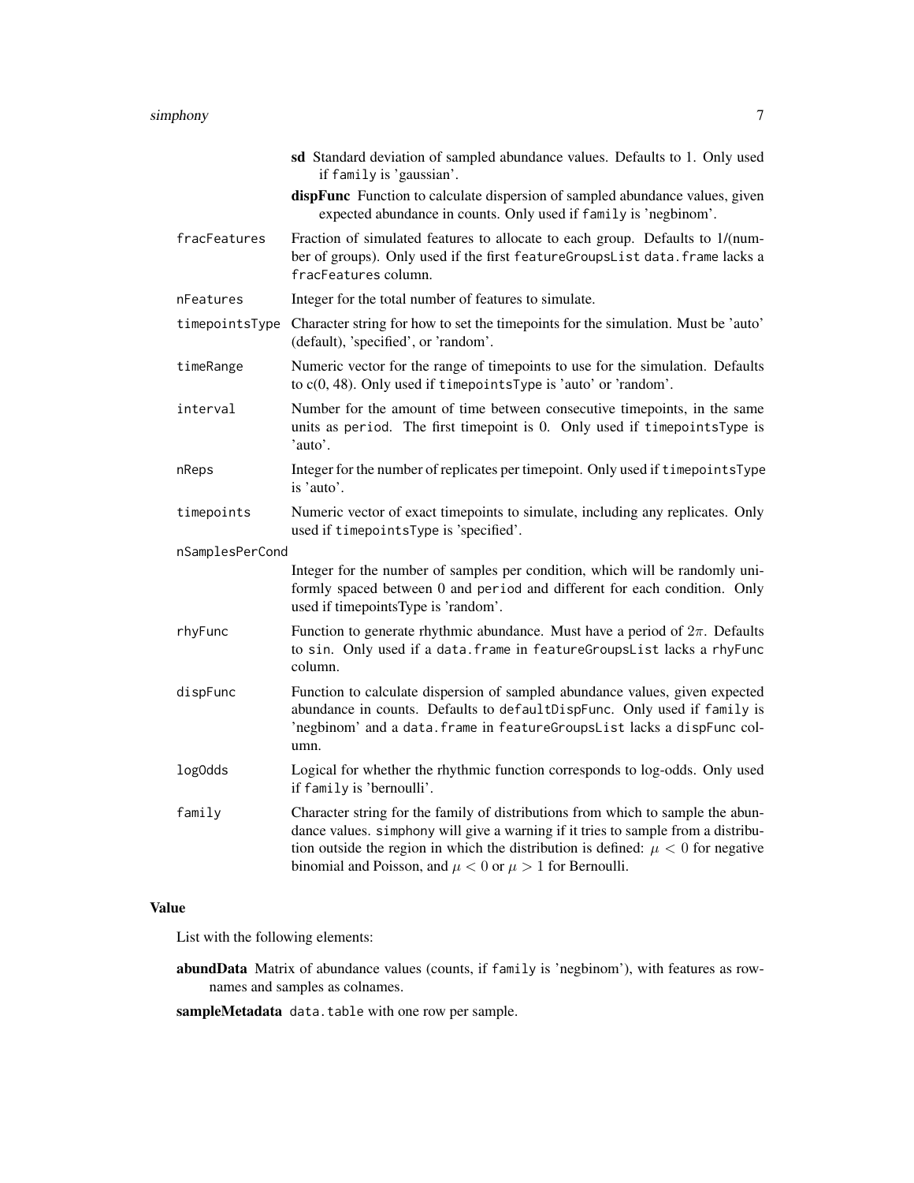**sd** Standard deviation of sampled abundance values. Defaults to 1. Only used if `family` is 'gaussian'.

**dispFunc** Function to calculate dispersion of sampled abundance values, given expected abundance in counts. Only used if `family` is 'negbinom'.

`fracFeatures` Fraction of simulated features to allocate to each group. Defaults to 1/(number of groups). Only used if the first `featureGroupsList` `data.frame` lacks a `fracFeatures` column.

`nFeatures` Integer for the total number of features to simulate.

`timepointsType` Character string for how to set the timepoints for the simulation. Must be 'auto' (default), 'specified', or 'random'.

`timeRange` Numeric vector for the range of timepoints to use for the simulation. Defaults to c(0, 48). Only used if `timepointsType` is 'auto' or 'random'.

`interval` Number for the amount of time between consecutive timepoints, in the same units as `period`. The first timepoint is 0. Only used if `timepointsType` is 'auto'.

`nReps` Integer for the number of replicates per timepoint. Only used if `timepointsType` is 'auto'.

`timepoints` Numeric vector of exact timepoints to simulate, including any replicates. Only used if `timepointsType` is 'specified'.

`nSamplesPerCond` Integer for the number of samples per condition, which will be randomly uniformly spaced between 0 and `period` and different for each condition. Only used if timepointsType is 'random'.

`rhyFunc` Function to generate rhythmic abundance. Must have a period of $2\pi$. Defaults to `sin`. Only used if a `data.frame` in `featureGroupsList` lacks a `rhyFunc` column.

`dispFunc` Function to calculate dispersion of sampled abundance values, given expected abundance in counts. Defaults to `defaultDispFunc`. Only used if `family` is 'negbinom' and a `data.frame` in `featureGroupsList` lacks a `dispFunc` column.

`logOdds` Logical for whether the rhythmic function corresponds to log-odds. Only used if `family` is 'bernoulli'.

`family` Character string for the family of distributions from which to sample the abundance values. `simphony` will give a warning if it tries to sample from a distribution outside the region in which the distribution is defined: $\mu < 0$ for negative binomial and Poisson, and $\mu < 0$ or $\mu > 1$ for Bernoulli.

## Value

List with the following elements:

**abundData** Matrix of abundance values (counts, if `family` is 'negbinom'), with features as rownames and samples as colnames.

**sampleMetadata** `data.table` with one row per sample.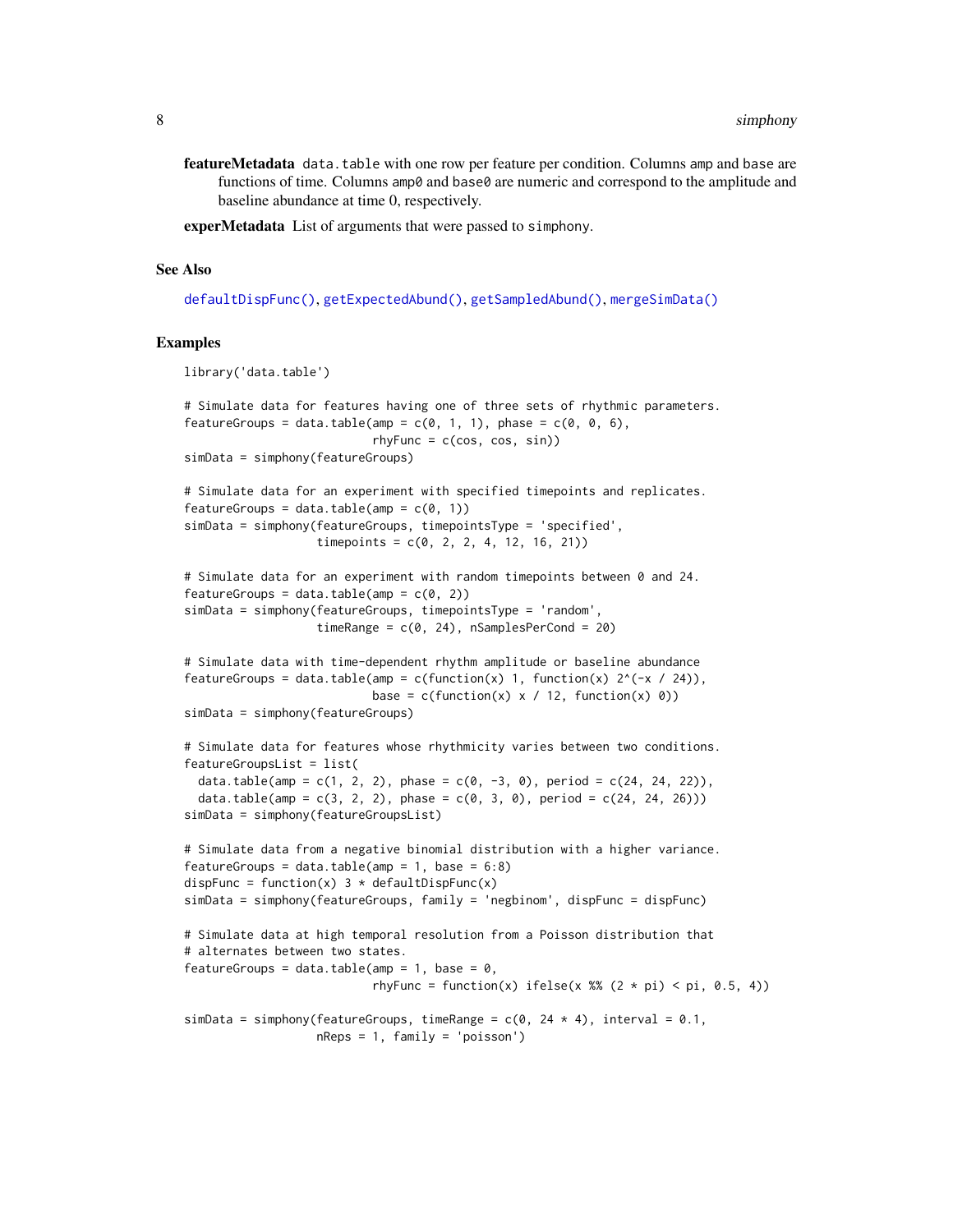**featureMetadata** `data.table` with one row per feature per condition. Columns `amp` and `base` are functions of time. Columns `amp0` and `base0` are numeric and correspond to the amplitude and baseline abundance at time 0, respectively.

**experMetadata** List of arguments that were passed to `simphony`.

## See Also

`defaultDispFunc()`, `getExpectedAbund()`, `getSampledAbund()`, `mergeSimData()`

## Examples

```
library('data.table')

# Simulate data for features having one of three sets of rhythmic parameters.
featureGroups = data.table(amp = c(0, 1, 1), phase = c(0, 0, 6),
                           rhyFunc = c(cos, cos, sin))
simData = simphony(featureGroups)

# Simulate data for an experiment with specified timepoints and replicates.
featureGroups = data.table(amp = c(0, 1))
simData = simphony(featureGroups, timepointsType = 'specified',
                   timepoints = c(0, 2, 2, 4, 12, 16, 21))

# Simulate data for an experiment with random timepoints between 0 and 24.
featureGroups = data.table(amp = c(0, 2))
simData = simphony(featureGroups, timepointsType = 'random',
                   timeRange = c(0, 24), nSamplesPerCond = 20)

# Simulate data with time-dependent rhythm amplitude or baseline abundance
featureGroups = data.table(amp = c(function(x) 1, function(x) 2^(-x / 24)),
                           base = c(function(x) x / 12, function(x) 0))
simData = simphony(featureGroups)

# Simulate data for features whose rhythmicity varies between two conditions.
featureGroupsList = list(
  data.table(amp = c(1, 2, 2), phase = c(0, -3, 0), period = c(24, 24, 22)),
  data.table(amp = c(3, 2, 2), phase = c(0, 3, 0), period = c(24, 24, 26)))
simData = simphony(featureGroupsList)

# Simulate data from a negative binomial distribution with a higher variance.
featureGroups = data.table(amp = 1, base = 6:8)
dispFunc = function(x) 3 * defaultDispFunc(x)
simData = simphony(featureGroups, family = 'negbinom', dispFunc = dispFunc)

# Simulate data at high temporal resolution from a Poisson distribution that
# alternates between two states.
featureGroups = data.table(amp = 1, base = 0,
                           rhyFunc = function(x) ifelse(x %% (2 * pi) < pi, 0.5, 4))

simData = simphony(featureGroups, timeRange = c(0, 24 * 4), interval = 0.1,
                   nReps = 1, family = 'poisson')
```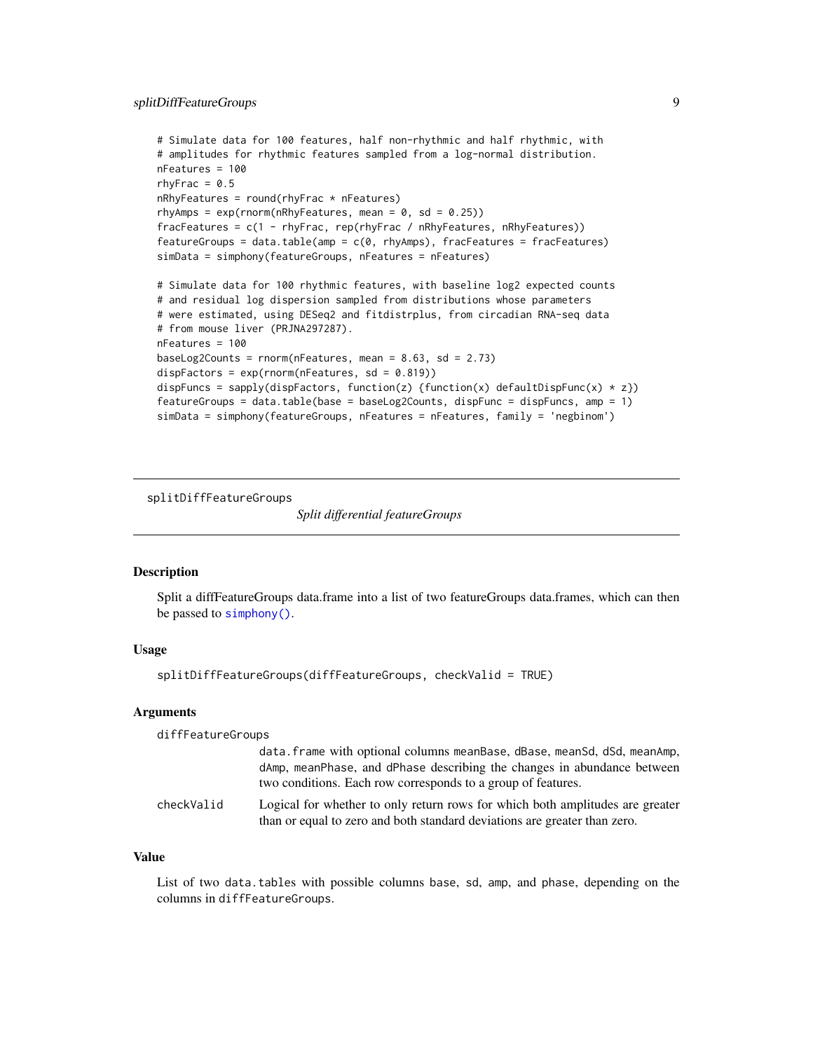```
# Simulate data for 100 features, half non-rhythmic and half rhythmic, with
# amplitudes for rhythmic features sampled from a log-normal distribution.
nFeatures = 100
rhyFrac = 0.5
nRhyFeatures = round(rhyFrac * nFeatures)
rhyAmps = exp(rnorm(nRhyFeatures, mean = 0, sd = 0.25))
fracFeatures = c(1 - rhyFrac, rep(rhyFrac / nRhyFeatures, nRhyFeatures))
featureGroups = data.table(amp = c(0, rhyAmps), fracFeatures = fracFeatures)
simData = simphony(featureGroups, nFeatures = nFeatures)

# Simulate data for 100 rhythmic features, with baseline log2 expected counts
# and residual log dispersion sampled from distributions whose parameters
# were estimated, using DESeq2 and fitdistrplus, from circadian RNA-seq data
# from mouse liver (PRJNA297287).
nFeatures = 100
baseLog2Counts = rnorm(nFeatures, mean = 8.63, sd = 2.73)
dispFactors = exp(rnorm(nFeatures, sd = 0.819))
dispFuncs = sapply(dispFactors, function(z) {function(x) defaultDispFunc(x) * z})
featureGroups = data.table(base = baseLog2Counts, dispFunc = dispFuncs, amp = 1)
simData = simphony(featureGroups, nFeatures = nFeatures, family = 'negbinom')
```

---

## splitDiffFeatureGroups — *Split differential featureGroups*

### Description

Split a diffFeatureGroups data.frame into a list of two featureGroups data.frames, which can then be passed to `simphony()`.

### Usage

```
splitDiffFeatureGroups(diffFeatureGroups, checkValid = TRUE)
```

### Arguments

| | |
|---|---|
| diffFeatureGroups | data.frame with optional columns meanBase, dBase, meanSd, dSd, meanAmp, dAmp, meanPhase, and dPhase describing the changes in abundance between two conditions. Each row corresponds to a group of features. |
| checkValid | Logical for whether to only return rows for which both amplitudes are greater than or equal to zero and both standard deviations are greater than zero. |

### Value

List of two data.tables with possible columns base, sd, amp, and phase, depending on the columns in diffFeatureGroups.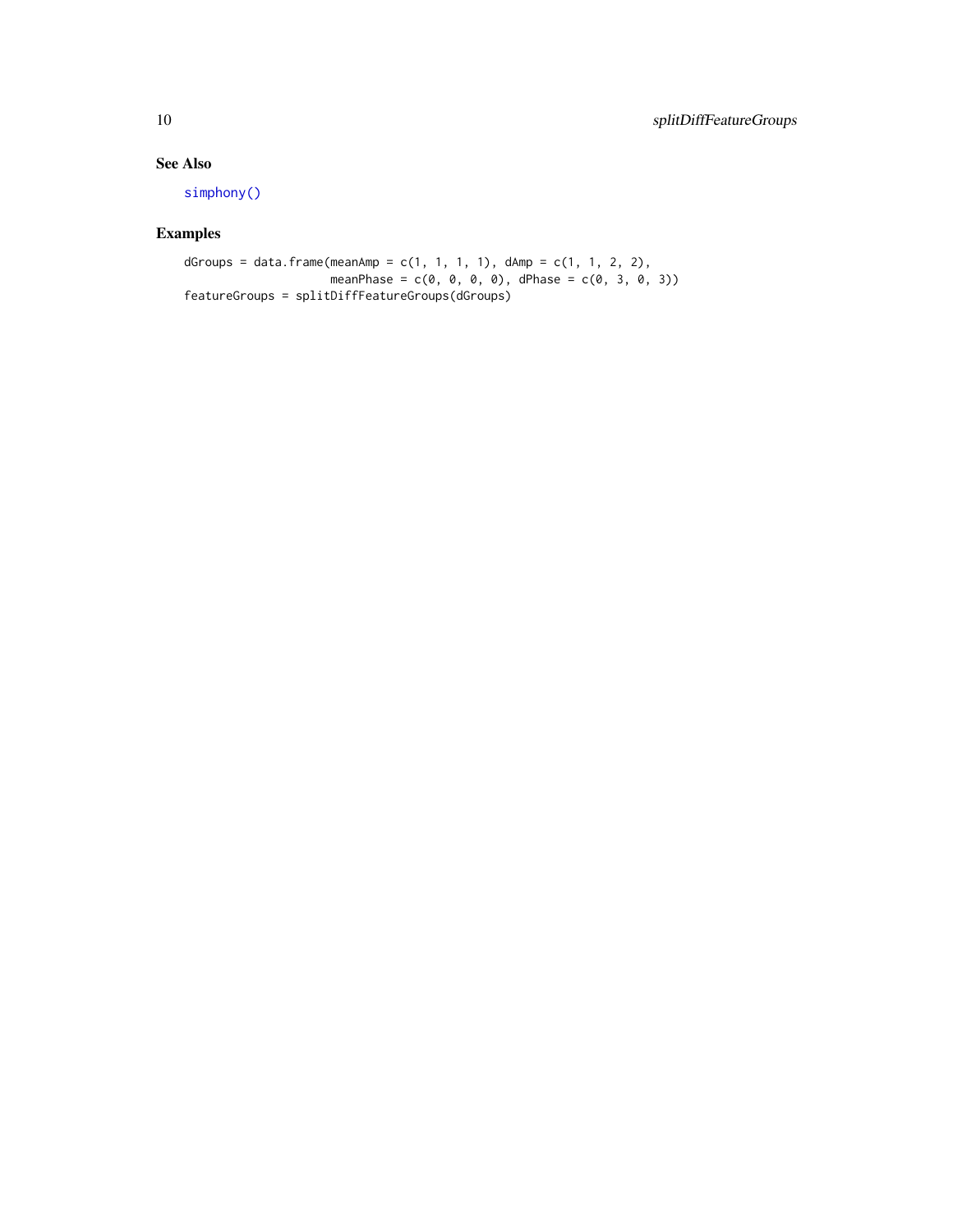## See Also

simphony()

## Examples

```
dGroups = data.frame(meanAmp = c(1, 1, 1, 1), dAmp = c(1, 1, 2, 2),
                     meanPhase = c(0, 0, 0, 0), dPhase = c(0, 3, 0, 3))
featureGroups = splitDiffFeatureGroups(dGroups)
```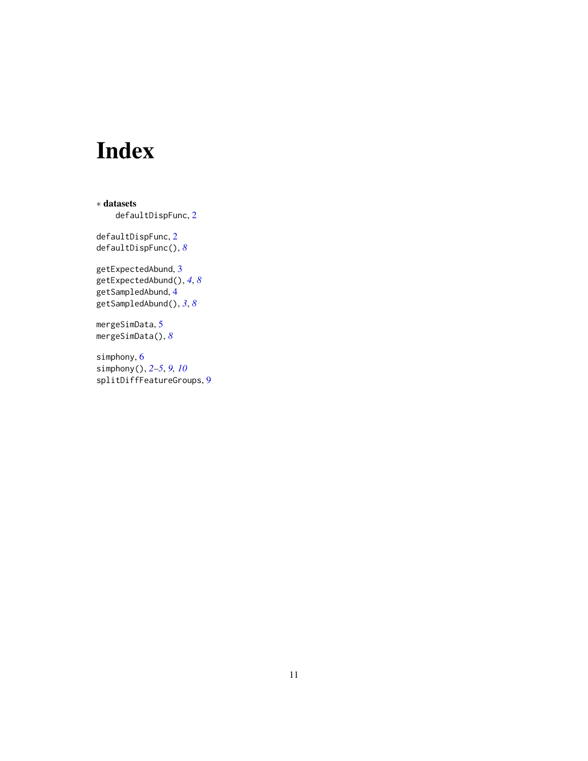# Index

∗ **datasets**
    defaultDispFunc, 2

defaultDispFunc, 2
defaultDispFunc(), *8*

getExpectedAbund, 3
getExpectedAbund(), *4*, *8*
getSampledAbund, 4
getSampledAbund(), *3*, *8*

mergeSimData, 5
mergeSimData(), *8*

simphony, 6
simphony(), *2–5*, *9, 10*
splitDiffFeatureGroups, 9